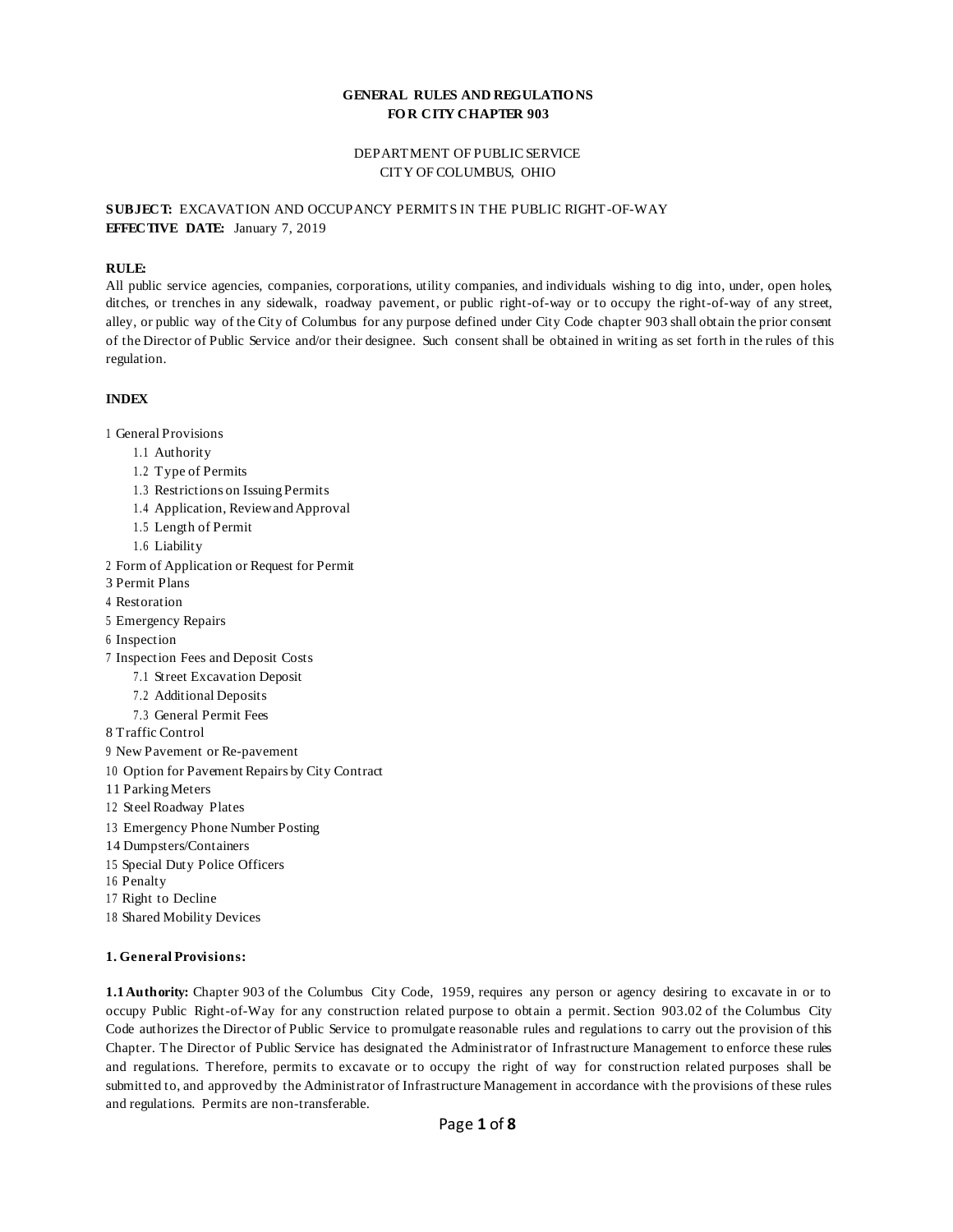# GENERAL RULES AND REGULATIONS FOR CITY CHAPTER 903

DEPARTMENT OF PUBLIC SERVICE
CITY OF COLUMBUS, OHIO

**SUBJECT:** EXCAVATION AND OCCUPANCY PERMITS IN THE PUBLIC RIGHT-OF-WAY
**EFFECTIVE DATE:** January 7, 2019

**RULE:**
All public service agencies, companies, corporations, utility companies, and individuals wishing to dig into, under, open holes, ditches, or trenches in any sidewalk, roadway pavement, or public right-of-way or to occupy the right-of-way of any street, alley, or public way of the City of Columbus for any purpose defined under City Code chapter 903 shall obtain the prior consent of the Director of Public Service and/or their designee. Such consent shall be obtained in writing as set forth in the rules of this regulation.

**INDEX**

1 General Provisions
- 1.1 Authority
- 1.2 Type of Permits
- 1.3 Restrictions on Issuing Permits
- 1.4 Application, Review and Approval
- 1.5 Length of Permit
- 1.6 Liability

2 Form of Application or Request for Permit
3 Permit Plans
4 Restoration
5 Emergency Repairs
6 Inspection
7 Inspection Fees and Deposit Costs
- 7.1 Street Excavation Deposit
- 7.2 Additional Deposits
- 7.3 General Permit Fees

8 Traffic Control
9 New Pavement or Re-pavement
10 Option for Pavement Repairs by City Contract
11 Parking Meters
12 Steel Roadway Plates
13 Emergency Phone Number Posting
14 Dumpsters/Containers
15 Special Duty Police Officers
16 Penalty
17 Right to Decline
18 Shared Mobility Devices

## 1. General Provisions:

**1.1 Authority:** Chapter 903 of the Columbus City Code, 1959, requires any person or agency desiring to excavate in or to occupy Public Right-of-Way for any construction related purpose to obtain a permit. Section 903.02 of the Columbus City Code authorizes the Director of Public Service to promulgate reasonable rules and regulations to carry out the provision of this Chapter. The Director of Public Service has designated the Administrator of Infrastructure Management to enforce these rules and regulations. Therefore, permits to excavate or to occupy the right of way for construction related purposes shall be submitted to, and approved by the Administrator of Infrastructure Management in accordance with the provisions of these rules and regulations. Permits are non-transferable.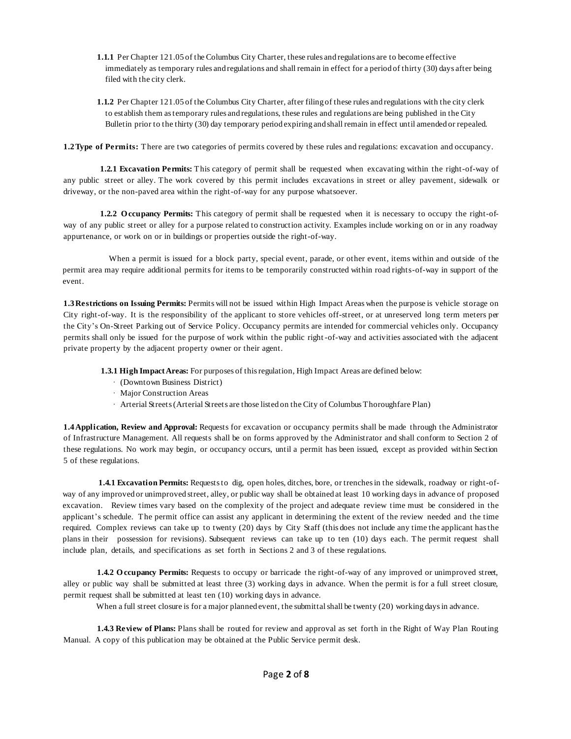**1.1.1** Per Chapter 121.05 of the Columbus City Charter, these rules and regulations are to become effective immediately as temporary rules and regulations and shall remain in effect for a period of thirty (30) days after being filed with the city clerk.

**1.1.2** Per Chapter 121.05 of the Columbus City Charter, after filing of these rules and regulations with the city clerk to establish them as temporary rules and regulations, these rules and regulations are being published in the City Bulletin prior to the thirty (30) day temporary period expiring and shall remain in effect until amended or repealed.

**1.2 Type of Permits:** There are two categories of permits covered by these rules and regulations: excavation and occupancy.

**1.2.1 Excavation Permits:** This category of permit shall be requested when excavating within the right-of-way of any public street or alley. The work covered by this permit includes excavations in street or alley pavement, sidewalk or driveway, or the non-paved area within the right-of-way for any purpose whatsoever.

**1.2.2 Occupancy Permits:** This category of permit shall be requested when it is necessary to occupy the right-of-way of any public street or alley for a purpose related to construction activity. Examples include working on or in any roadway appurtenance, or work on or in buildings or properties outside the right-of-way.

When a permit is issued for a block party, special event, parade, or other event, items within and outside of the permit area may require additional permits for items to be temporarily constructed within road rights-of-way in support of the event.

**1.3 Restrictions on Issuing Permits:** Permits will not be issued within High Impact Areas when the purpose is vehicle storage on City right-of-way. It is the responsibility of the applicant to store vehicles off-street, or at unreserved long term meters per the City's On-Street Parking out of Service Policy. Occupancy permits are intended for commercial vehicles only. Occupancy permits shall only be issued for the purpose of work within the public right-of-way and activities associated with the adjacent private property by the adjacent property owner or their agent.

**1.3.1 High Impact Areas:** For purposes of this regulation, High Impact Areas are defined below:

- (Downtown Business District)
- Major Construction Areas
- Arterial Streets (Arterial Streets are those listed on the City of Columbus Thoroughfare Plan)

**1.4 Application, Review and Approval:** Requests for excavation or occupancy permits shall be made through the Administrator of Infrastructure Management. All requests shall be on forms approved by the Administrator and shall conform to Section 2 of these regulations. No work may begin, or occupancy occurs, until a permit has been issued, except as provided within Section 5 of these regulations.

**1.4.1 Excavation Permits:** Requests to dig, open holes, ditches, bore, or trenches in the sidewalk, roadway or right-of-way of any improved or unimproved street, alley, or public way shall be obtained at least 10 working days in advance of proposed excavation. Review times vary based on the complexity of the project and adequate review time must be considered in the applicant's schedule. The permit office can assist any applicant in determining the extent of the review needed and the time required. Complex reviews can take up to twenty (20) days by City Staff (this does not include any time the applicant has the plans in their possession for revisions). Subsequent reviews can take up to ten (10) days each. The permit request shall include plan, details, and specifications as set forth in Sections 2 and 3 of these regulations.

**1.4.2 Occupancy Permits:** Requests to occupy or barricade the right-of-way of any improved or unimproved street, alley or public way shall be submitted at least three (3) working days in advance. When the permit is for a full street closure, permit request shall be submitted at least ten (10) working days in advance.

When a full street closure is for a major planned event, the submittal shall be twenty (20) working days in advance.

**1.4.3 Review of Plans:** Plans shall be routed for review and approval as set forth in the Right of Way Plan Routing Manual. A copy of this publication may be obtained at the Public Service permit desk.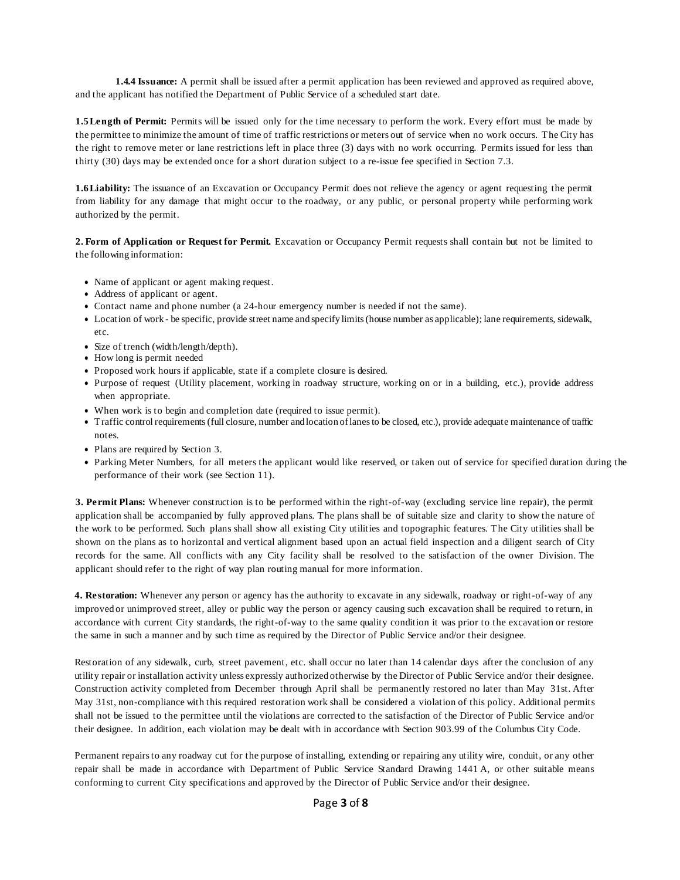**1.4.4 Issuance:** A permit shall be issued after a permit application has been reviewed and approved as required above, and the applicant has notified the Department of Public Service of a scheduled start date.

**1.5 Length of Permit:** Permits will be issued only for the time necessary to perform the work. Every effort must be made by the permittee to minimize the amount of time of traffic restrictions or meters out of service when no work occurs. The City has the right to remove meter or lane restrictions left in place three (3) days with no work occurring. Permits issued for less than thirty (30) days may be extended once for a short duration subject to a re-issue fee specified in Section 7.3.

**1.6 Liability:** The issuance of an Excavation or Occupancy Permit does not relieve the agency or agent requesting the permit from liability for any damage that might occur to the roadway, or any public, or personal property while performing work authorized by the permit.

**2. Form of Application or Request for Permit.** Excavation or Occupancy Permit requests shall contain but not be limited to the following information:

- Name of applicant or agent making request.
- Address of applicant or agent.
- Contact name and phone number (a 24-hour emergency number is needed if not the same).
- Location of work - be specific, provide street name and specify limits (house number as applicable); lane requirements, sidewalk, etc.
- Size of trench (width/length/depth).
- How long is permit needed
- Proposed work hours if applicable, state if a complete closure is desired.
- Purpose of request (Utility placement, working in roadway structure, working on or in a building, etc.), provide address when appropriate.
- When work is to begin and completion date (required to issue permit).
- Traffic control requirements (full closure, number and location of lanes to be closed, etc.), provide adequate maintenance of traffic notes.
- Plans are required by Section 3.
- Parking Meter Numbers, for all meters the applicant would like reserved, or taken out of service for specified duration during the performance of their work (see Section 11).

**3. Permit Plans:** Whenever construction is to be performed within the right-of-way (excluding service line repair), the permit application shall be accompanied by fully approved plans. The plans shall be of suitable size and clarity to show the nature of the work to be performed. Such plans shall show all existing City utilities and topographic features. The City utilities shall be shown on the plans as to horizontal and vertical alignment based upon an actual field inspection and a diligent search of City records for the same. All conflicts with any City facility shall be resolved to the satisfaction of the owner Division. The applicant should refer to the right of way plan routing manual for more information.

**4. Restoration:** Whenever any person or agency has the authority to excavate in any sidewalk, roadway or right-of-way of any improved or unimproved street, alley or public way the person or agency causing such excavation shall be required to return, in accordance with current City standards, the right-of-way to the same quality condition it was prior to the excavation or restore the same in such a manner and by such time as required by the Director of Public Service and/or their designee.

Restoration of any sidewalk, curb, street pavement, etc. shall occur no later than 14 calendar days after the conclusion of any utility repair or installation activity unless expressly authorized otherwise by the Director of Public Service and/or their designee. Construction activity completed from December through April shall be permanently restored no later than May 31st. After May 31st, non-compliance with this required restoration work shall be considered a violation of this policy. Additional permits shall not be issued to the permittee until the violations are corrected to the satisfaction of the Director of Public Service and/or their designee. In addition, each violation may be dealt with in accordance with Section 903.99 of the Columbus City Code.

Permanent repairs to any roadway cut for the purpose of installing, extending or repairing any utility wire, conduit, or any other repair shall be made in accordance with Department of Public Service Standard Drawing 1441 A, or other suitable means conforming to current City specifications and approved by the Director of Public Service and/or their designee.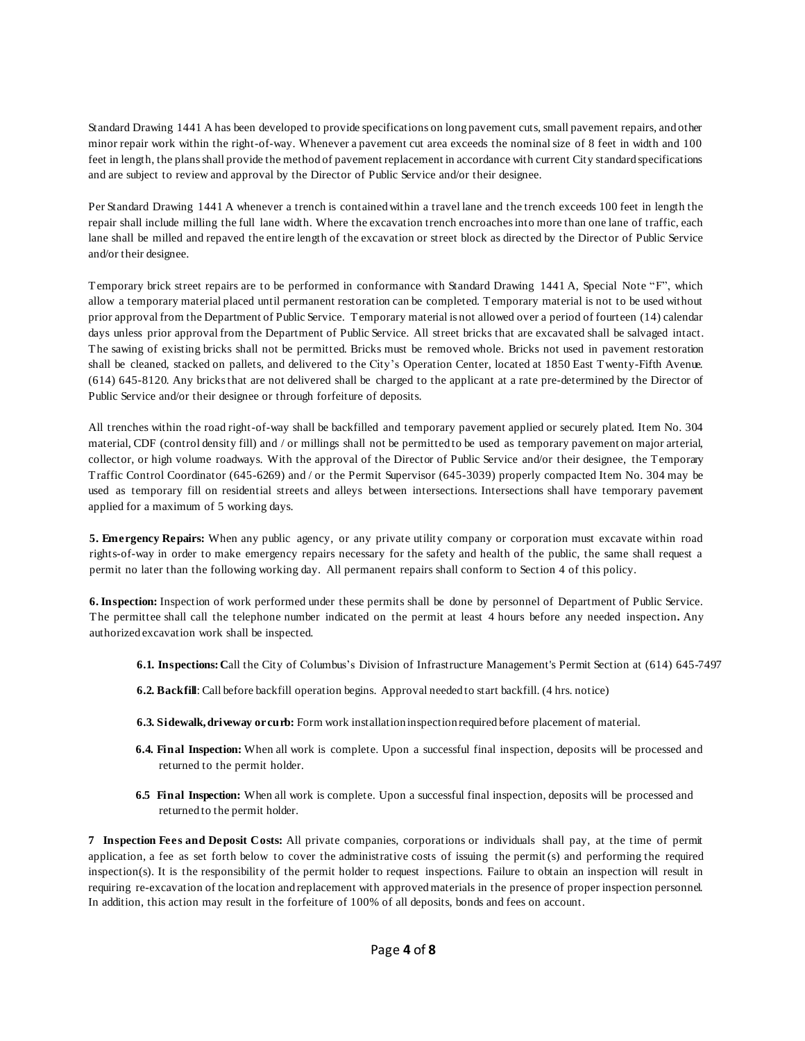Standard Drawing 1441 A has been developed to provide specifications on long pavement cuts, small pavement repairs, and other minor repair work within the right-of-way. Whenever a pavement cut area exceeds the nominal size of 8 feet in width and 100 feet in length, the plans shall provide the method of pavement replacement in accordance with current City standard specifications and are subject to review and approval by the Director of Public Service and/or their designee.

Per Standard Drawing 1441 A whenever a trench is contained within a travel lane and the trench exceeds 100 feet in length the repair shall include milling the full lane width. Where the excavation trench encroaches into more than one lane of traffic, each lane shall be milled and repaved the entire length of the excavation or street block as directed by the Director of Public Service and/or their designee.

Temporary brick street repairs are to be performed in conformance with Standard Drawing 1441 A, Special Note "F", which allow a temporary material placed until permanent restoration can be completed. Temporary material is not to be used without prior approval from the Department of Public Service. Temporary material is not allowed over a period of fourteen (14) calendar days unless prior approval from the Department of Public Service. All street bricks that are excavated shall be salvaged intact. The sawing of existing bricks shall not be permitted. Bricks must be removed whole. Bricks not used in pavement restoration shall be cleaned, stacked on pallets, and delivered to the City's Operation Center, located at 1850 East Twenty-Fifth Avenue. (614) 645-8120. Any bricks that are not delivered shall be charged to the applicant at a rate pre-determined by the Director of Public Service and/or their designee or through forfeiture of deposits.

All trenches within the road right-of-way shall be backfilled and temporary pavement applied or securely plated. Item No. 304 material, CDF (control density fill) and / or millings shall not be permitted to be used as temporary pavement on major arterial, collector, or high volume roadways. With the approval of the Director of Public Service and/or their designee, the Temporary Traffic Control Coordinator (645-6269) and / or the Permit Supervisor (645-3039) properly compacted Item No. 304 may be used as temporary fill on residential streets and alleys between intersections. Intersections shall have temporary pavement applied for a maximum of 5 working days.

**5. Emergency Repairs:** When any public agency, or any private utility company or corporation must excavate within road rights-of-way in order to make emergency repairs necessary for the safety and health of the public, the same shall request a permit no later than the following working day. All permanent repairs shall conform to Section 4 of this policy.

**6. Inspection:** Inspection of work performed under these permits shall be done by personnel of Department of Public Service. The permittee shall call the telephone number indicated on the permit at least 4 hours before any needed inspection**.** Any authorized excavation work shall be inspected.

- **6.1. Inspections: C**all the City of Columbus's Division of Infrastructure Management's Permit Section at (614) 645-7497
- **6.2. Backfill**: Call before backfill operation begins. Approval needed to start backfill. (4 hrs. notice)
- **6.3. Sidewalk, driveway or curb:** Form work installation inspection required before placement of material.
- **6.4. Final Inspection:** When all work is complete. Upon a successful final inspection, deposits will be processed and returned to the permit holder.
- **6.5 Final Inspection:** When all work is complete. Upon a successful final inspection, deposits will be processed and returned to the permit holder.

**7 Inspection Fees and Deposit Costs:** All private companies, corporations or individuals shall pay, at the time of permit application, a fee as set forth below to cover the administrative costs of issuing the permit(s) and performing the required inspection(s). It is the responsibility of the permit holder to request inspections. Failure to obtain an inspection will result in requiring re-excavation of the location and replacement with approved materials in the presence of proper inspection personnel. In addition, this action may result in the forfeiture of 100% of all deposits, bonds and fees on account.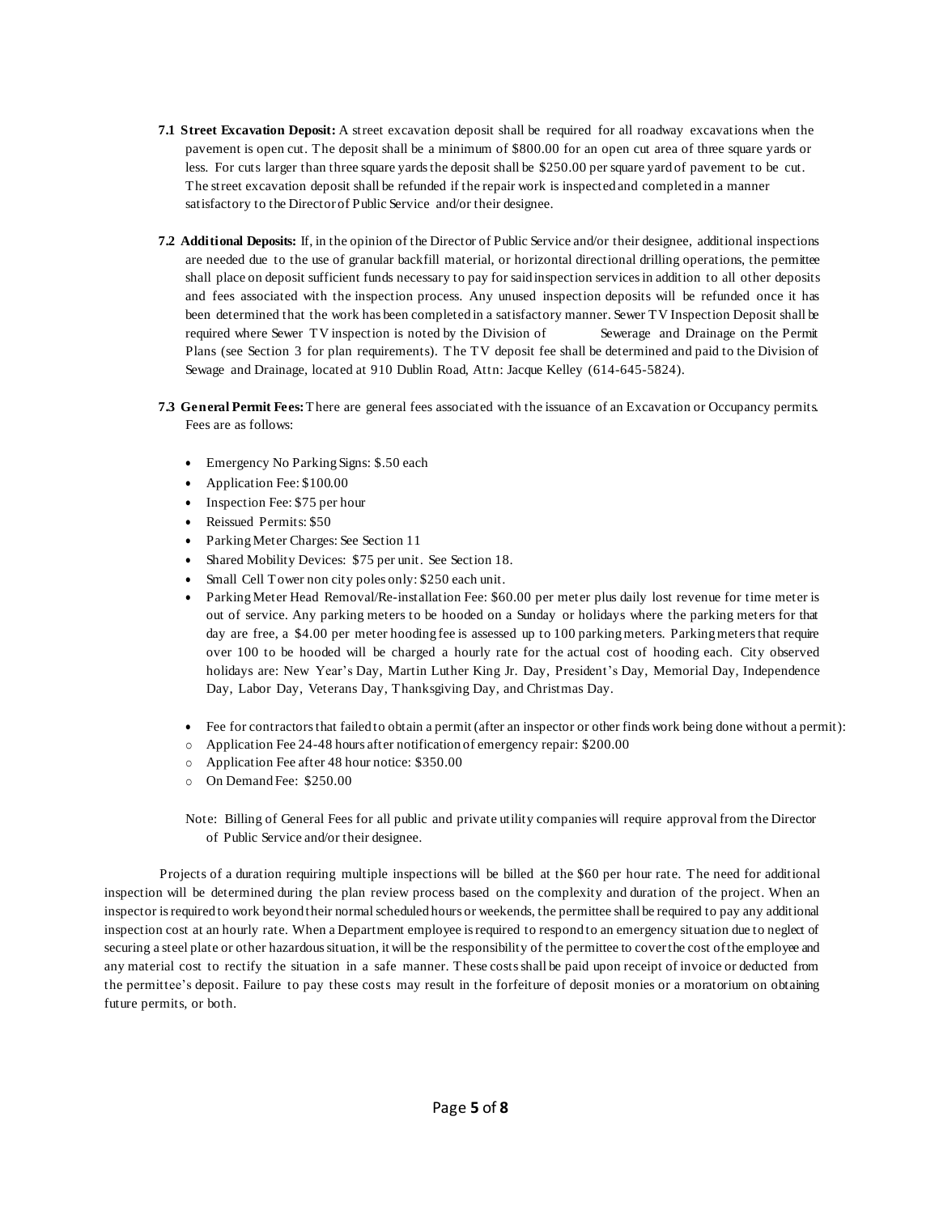**7.1 Street Excavation Deposit:** A street excavation deposit shall be required for all roadway excavations when the pavement is open cut. The deposit shall be a minimum of $800.00 for an open cut area of three square yards or less. For cuts larger than three square yards the deposit shall be $250.00 per square yard of pavement to be cut. The street excavation deposit shall be refunded if the repair work is inspected and completed in a manner satisfactory to the Director of Public Service and/or their designee.

**7.2 Additional Deposits:** If, in the opinion of the Director of Public Service and/or their designee, additional inspections are needed due to the use of granular backfill material, or horizontal directional drilling operations, the permittee shall place on deposit sufficient funds necessary to pay for said inspection services in addition to all other deposits and fees associated with the inspection process. Any unused inspection deposits will be refunded once it has been determined that the work has been completed in a satisfactory manner. Sewer TV Inspection Deposit shall be required where Sewer TV inspection is noted by the Division of Sewerage and Drainage on the Permit Plans (see Section 3 for plan requirements). The TV deposit fee shall be determined and paid to the Division of Sewage and Drainage, located at 910 Dublin Road, Attn: Jacque Kelley (614-645-5824).

**7.3 General Permit Fees:** There are general fees associated with the issuance of an Excavation or Occupancy permits. Fees are as follows:

- Emergency No Parking Signs: $.50 each
- Application Fee: $100.00
- Inspection Fee: $75 per hour
- Reissued Permits: $50
- Parking Meter Charges: See Section 11
- Shared Mobility Devices: $75 per unit. See Section 18.
- Small Cell Tower non city poles only: $250 each unit.
- Parking Meter Head Removal/Re-installation Fee: $60.00 per meter plus daily lost revenue for time meter is out of service. Any parking meters to be hooded on a Sunday or holidays where the parking meters for that day are free, a $4.00 per meter hooding fee is assessed up to 100 parking meters. Parking meters that require over 100 to be hooded will be charged a hourly rate for the actual cost of hooding each. City observed holidays are: New Year's Day, Martin Luther King Jr. Day, President's Day, Memorial Day, Independence Day, Labor Day, Veterans Day, Thanksgiving Day, and Christmas Day.
- Fee for contractors that failed to obtain a permit (after an inspector or other finds work being done without a permit):
  - Application Fee 24-48 hours after notification of emergency repair: $200.00
  - Application Fee after 48 hour notice: $350.00
  - On Demand Fee: $250.00

Note: Billing of General Fees for all public and private utility companies will require approval from the Director of Public Service and/or their designee.

Projects of a duration requiring multiple inspections will be billed at the $60 per hour rate. The need for additional inspection will be determined during the plan review process based on the complexity and duration of the project. When an inspector is required to work beyond their normal scheduled hours or weekends, the permittee shall be required to pay any additional inspection cost at an hourly rate. When a Department employee is required to respond to an emergency situation due to neglect of securing a steel plate or other hazardous situation, it will be the responsibility of the permittee to cover the cost of the employee and any material cost to rectify the situation in a safe manner. These costs shall be paid upon receipt of invoice or deducted from the permittee's deposit. Failure to pay these costs may result in the forfeiture of deposit monies or a moratorium on obtaining future permits, or both.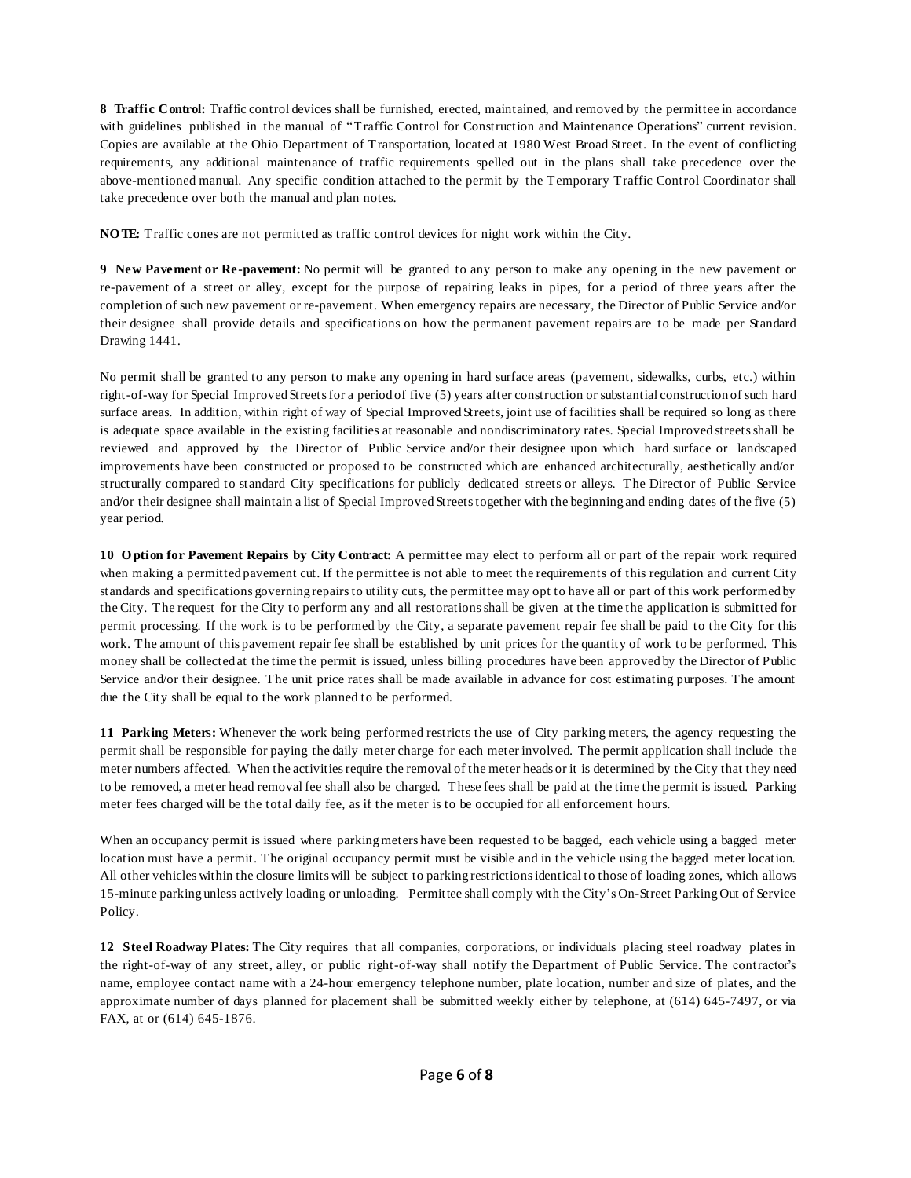**8 Traffic Control:** Traffic control devices shall be furnished, erected, maintained, and removed by the permittee in accordance with guidelines published in the manual of "Traffic Control for Construction and Maintenance Operations" current revision. Copies are available at the Ohio Department of Transportation, located at 1980 West Broad Street. In the event of conflicting requirements, any additional maintenance of traffic requirements spelled out in the plans shall take precedence over the above-mentioned manual. Any specific condition attached to the permit by the Temporary Traffic Control Coordinator shall take precedence over both the manual and plan notes.

**NOTE:** Traffic cones are not permitted as traffic control devices for night work within the City.

**9 New Pavement or Re-pavement:** No permit will be granted to any person to make any opening in the new pavement or re-pavement of a street or alley, except for the purpose of repairing leaks in pipes, for a period of three years after the completion of such new pavement or re-pavement. When emergency repairs are necessary, the Director of Public Service and/or their designee shall provide details and specifications on how the permanent pavement repairs are to be made per Standard Drawing 1441.

No permit shall be granted to any person to make any opening in hard surface areas (pavement, sidewalks, curbs, etc.) within right-of-way for Special Improved Streets for a period of five (5) years after construction or substantial construction of such hard surface areas. In addition, within right of way of Special Improved Streets, joint use of facilities shall be required so long as there is adequate space available in the existing facilities at reasonable and nondiscriminatory rates. Special Improved streets shall be reviewed and approved by the Director of Public Service and/or their designee upon which hard surface or landscaped improvements have been constructed or proposed to be constructed which are enhanced architecturally, aesthetically and/or structurally compared to standard City specifications for publicly dedicated streets or alleys. The Director of Public Service and/or their designee shall maintain a list of Special Improved Streets together with the beginning and ending dates of the five (5) year period.

**10 Option for Pavement Repairs by City Contract:** A permittee may elect to perform all or part of the repair work required when making a permitted pavement cut. If the permittee is not able to meet the requirements of this regulation and current City standards and specifications governing repairs to utility cuts, the permittee may opt to have all or part of this work performed by the City. The request for the City to perform any and all restorations shall be given at the time the application is submitted for permit processing. If the work is to be performed by the City, a separate pavement repair fee shall be paid to the City for this work. The amount of this pavement repair fee shall be established by unit prices for the quantity of work to be performed. This money shall be collected at the time the permit is issued, unless billing procedures have been approved by the Director of Public Service and/or their designee. The unit price rates shall be made available in advance for cost estimating purposes. The amount due the City shall be equal to the work planned to be performed.

**11 Parking Meters:** Whenever the work being performed restricts the use of City parking meters, the agency requesting the permit shall be responsible for paying the daily meter charge for each meter involved. The permit application shall include the meter numbers affected. When the activities require the removal of the meter heads or it is determined by the City that they need to be removed, a meter head removal fee shall also be charged. These fees shall be paid at the time the permit is issued. Parking meter fees charged will be the total daily fee, as if the meter is to be occupied for all enforcement hours.

When an occupancy permit is issued where parking meters have been requested to be bagged, each vehicle using a bagged meter location must have a permit. The original occupancy permit must be visible and in the vehicle using the bagged meter location. All other vehicles within the closure limits will be subject to parking restrictions identical to those of loading zones, which allows 15-minute parking unless actively loading or unloading. Permittee shall comply with the City's On-Street Parking Out of Service Policy.

**12 Steel Roadway Plates:** The City requires that all companies, corporations, or individuals placing steel roadway plates in the right-of-way of any street, alley, or public right-of-way shall notify the Department of Public Service. The contractor's name, employee contact name with a 24-hour emergency telephone number, plate location, number and size of plates, and the approximate number of days planned for placement shall be submitted weekly either by telephone, at (614) 645-7497, or via FAX, at or (614) 645-1876.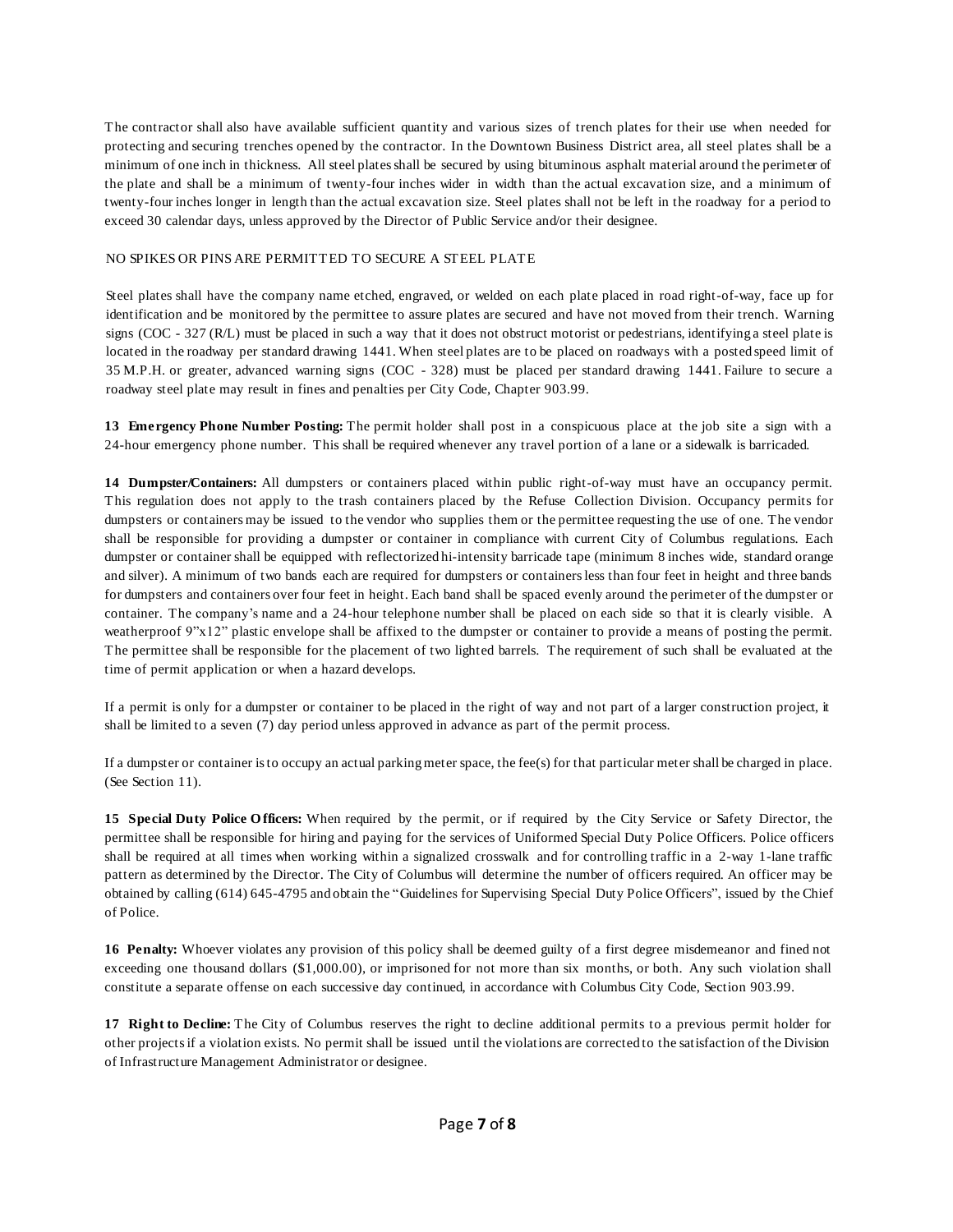The contractor shall also have available sufficient quantity and various sizes of trench plates for their use when needed for protecting and securing trenches opened by the contractor. In the Downtown Business District area, all steel plates shall be a minimum of one inch in thickness. All steel plates shall be secured by using bituminous asphalt material around the perimeter of the plate and shall be a minimum of twenty-four inches wider in width than the actual excavation size, and a minimum of twenty-four inches longer in length than the actual excavation size. Steel plates shall not be left in the roadway for a period to exceed 30 calendar days, unless approved by the Director of Public Service and/or their designee.

NO SPIKES OR PINS ARE PERMITTED TO SECURE A STEEL PLATE

Steel plates shall have the company name etched, engraved, or welded on each plate placed in road right-of-way, face up for identification and be monitored by the permittee to assure plates are secured and have not moved from their trench. Warning signs (COC - 327 (R/L) must be placed in such a way that it does not obstruct motorist or pedestrians, identifying a steel plate is located in the roadway per standard drawing 1441. When steel plates are to be placed on roadways with a posted speed limit of 35 M.P.H. or greater, advanced warning signs (COC - 328) must be placed per standard drawing 1441. Failure to secure a roadway steel plate may result in fines and penalties per City Code, Chapter 903.99.

**13 Emergency Phone Number Posting:** The permit holder shall post in a conspicuous place at the job site a sign with a 24-hour emergency phone number. This shall be required whenever any travel portion of a lane or a sidewalk is barricaded.

**14 Dumpster/Containers:** All dumpsters or containers placed within public right-of-way must have an occupancy permit. This regulation does not apply to the trash containers placed by the Refuse Collection Division. Occupancy permits for dumpsters or containers may be issued to the vendor who supplies them or the permittee requesting the use of one. The vendor shall be responsible for providing a dumpster or container in compliance with current City of Columbus regulations. Each dumpster or container shall be equipped with reflectorized hi-intensity barricade tape (minimum 8 inches wide, standard orange and silver). A minimum of two bands each are required for dumpsters or containers less than four feet in height and three bands for dumpsters and containers over four feet in height. Each band shall be spaced evenly around the perimeter of the dumpster or container. The company's name and a 24-hour telephone number shall be placed on each side so that it is clearly visible. A weatherproof 9"x12" plastic envelope shall be affixed to the dumpster or container to provide a means of posting the permit. The permittee shall be responsible for the placement of two lighted barrels. The requirement of such shall be evaluated at the time of permit application or when a hazard develops.

If a permit is only for a dumpster or container to be placed in the right of way and not part of a larger construction project, it shall be limited to a seven (7) day period unless approved in advance as part of the permit process.

If a dumpster or container is to occupy an actual parking meter space, the fee(s) for that particular meter shall be charged in place. (See Section 11).

**15 Special Duty Police Officers:** When required by the permit, or if required by the City Service or Safety Director, the permittee shall be responsible for hiring and paying for the services of Uniformed Special Duty Police Officers. Police officers shall be required at all times when working within a signalized crosswalk and for controlling traffic in a 2-way 1-lane traffic pattern as determined by the Director. The City of Columbus will determine the number of officers required. An officer may be obtained by calling (614) 645-4795 and obtain the "Guidelines for Supervising Special Duty Police Officers", issued by the Chief of Police.

**16 Penalty:** Whoever violates any provision of this policy shall be deemed guilty of a first degree misdemeanor and fined not exceeding one thousand dollars ($1,000.00), or imprisoned for not more than six months, or both. Any such violation shall constitute a separate offense on each successive day continued, in accordance with Columbus City Code, Section 903.99.

**17 Right to Decline:** The City of Columbus reserves the right to decline additional permits to a previous permit holder for other projects if a violation exists. No permit shall be issued until the violations are corrected to the satisfaction of the Division of Infrastructure Management Administrator or designee.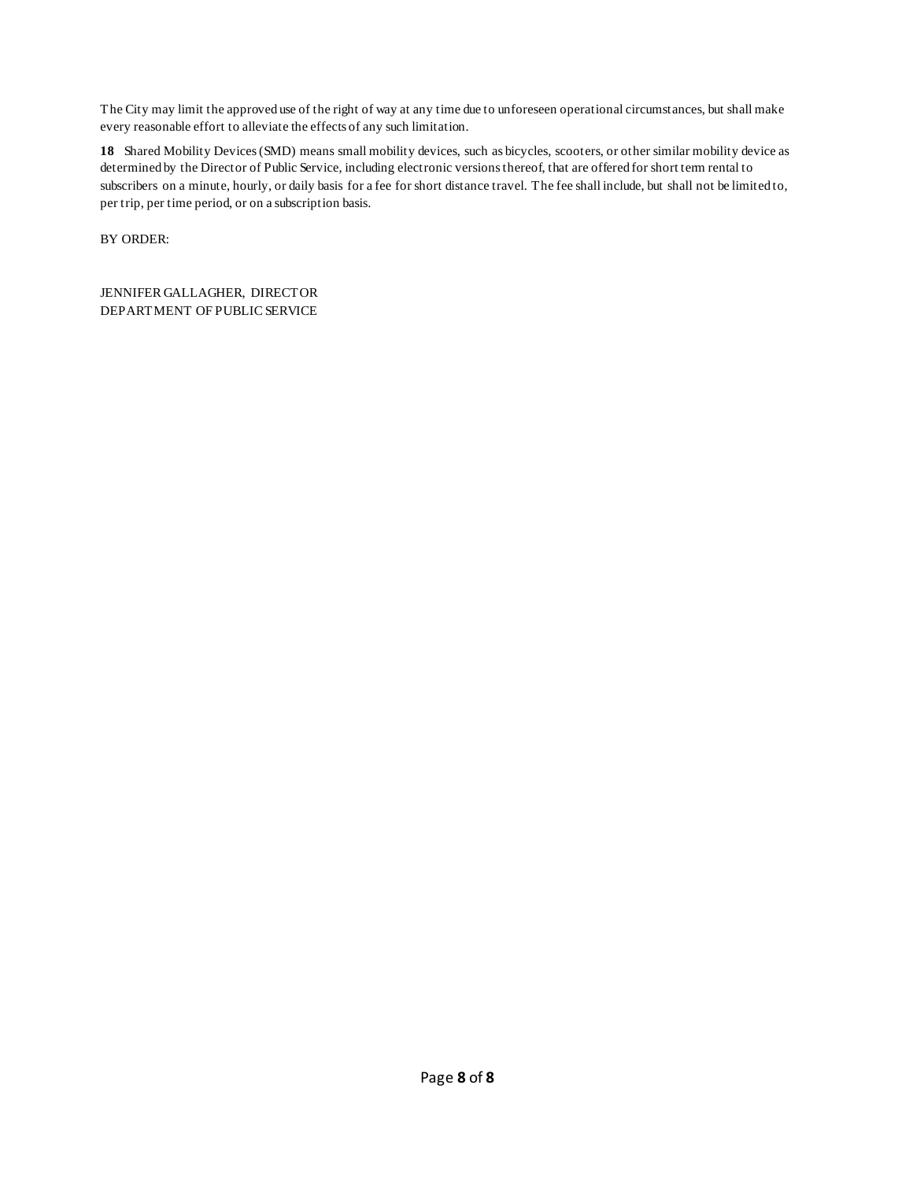The City may limit the approved use of the right of way at any time due to unforeseen operational circumstances, but shall make every reasonable effort to alleviate the effects of any such limitation.

**18** Shared Mobility Devices (SMD) means small mobility devices, such as bicycles, scooters, or other similar mobility device as determined by the Director of Public Service, including electronic versions thereof, that are offered for short term rental to subscribers on a minute, hourly, or daily basis for a fee for short distance travel. The fee shall include, but shall not be limited to, per trip, per time period, or on a subscription basis.

BY ORDER:

JENNIFER GALLAGHER, DIRECTOR
DEPARTMENT OF PUBLIC SERVICE